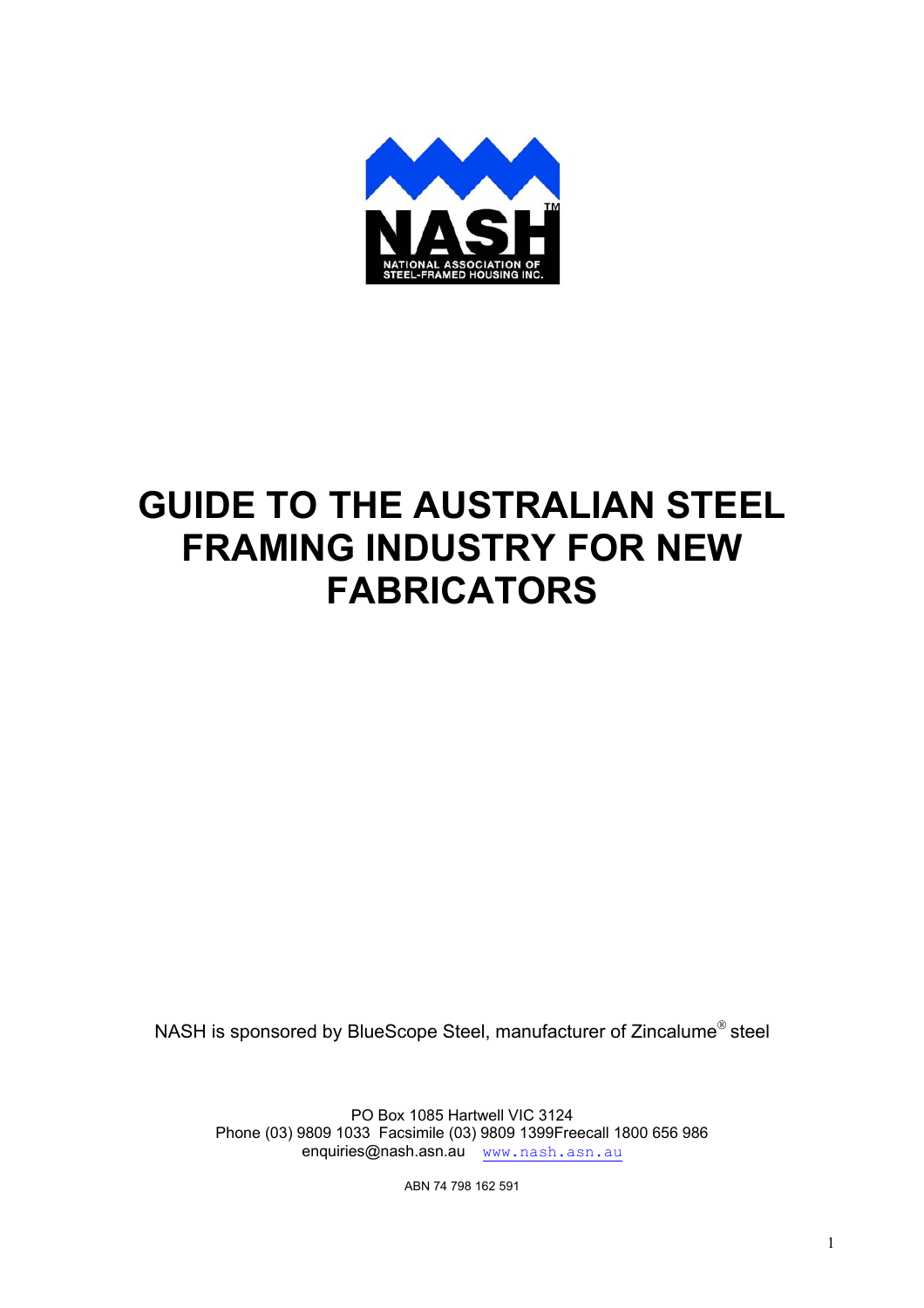NASH™

NATIONAL ASSOCIATION OF STEEL-FRAMED HOUSING INC.

# GUIDE TO THE AUSTRALIAN STEEL FRAMING INDUSTRY FOR NEW FABRICATORS

NASH is sponsored by BlueScope Steel, manufacturer of Zincalume® steel

PO Box 1085 Hartwell VIC 3124
Phone (03) 9809 1033 Facsimile (03) 9809 1399Freecall 1800 656 986
enquiries@nash.asn.au www.nash.asn.au

ABN 74 798 162 591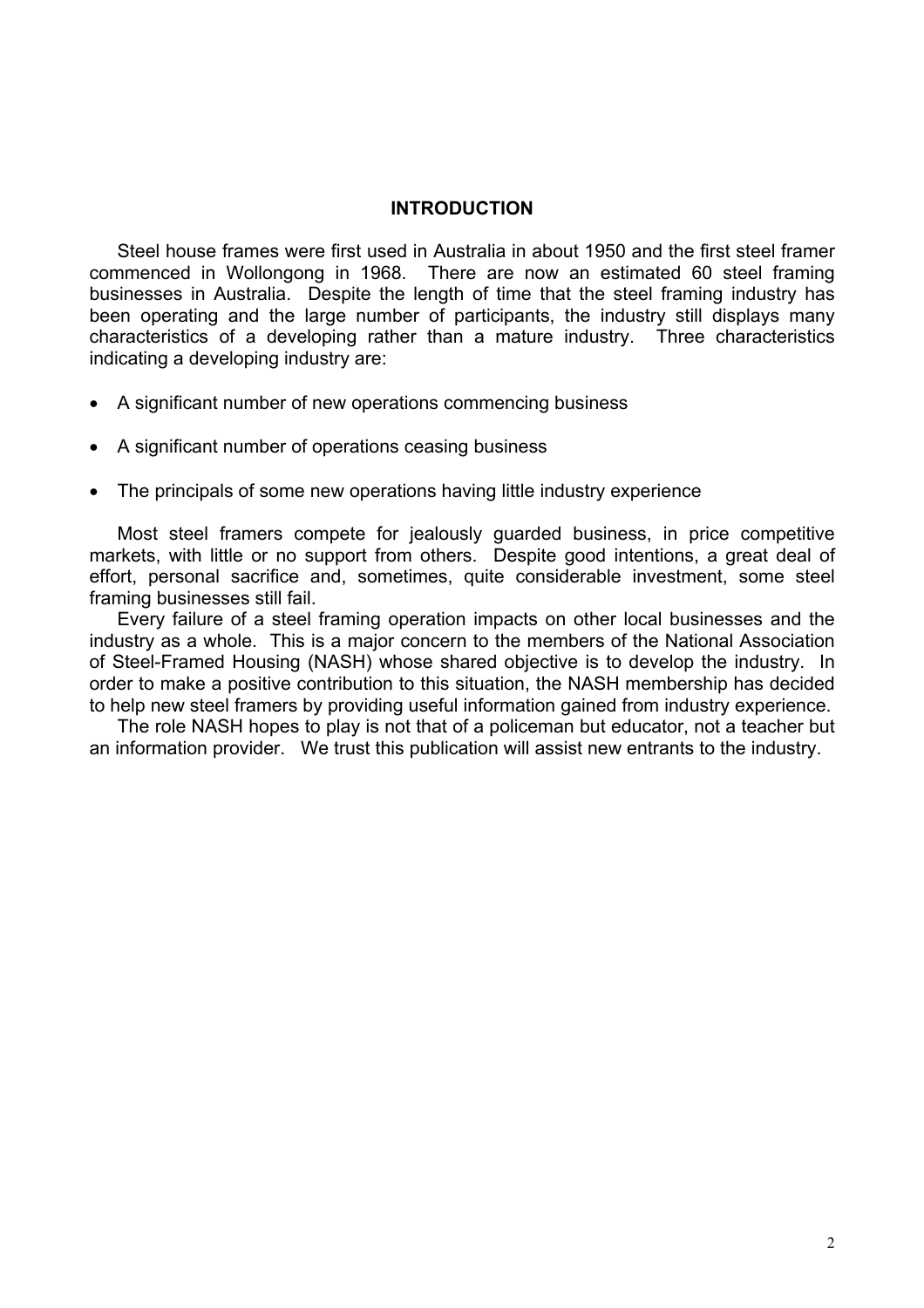# INTRODUCTION

Steel house frames were first used in Australia in about 1950 and the first steel framer commenced in Wollongong in 1968. There are now an estimated 60 steel framing businesses in Australia. Despite the length of time that the steel framing industry has been operating and the large number of participants, the industry still displays many characteristics of a developing rather than a mature industry. Three characteristics indicating a developing industry are:

- A significant number of new operations commencing business
- A significant number of operations ceasing business
- The principals of some new operations having little industry experience

Most steel framers compete for jealously guarded business, in price competitive markets, with little or no support from others. Despite good intentions, a great deal of effort, personal sacrifice and, sometimes, quite considerable investment, some steel framing businesses still fail.

Every failure of a steel framing operation impacts on other local businesses and the industry as a whole. This is a major concern to the members of the National Association of Steel-Framed Housing (NASH) whose shared objective is to develop the industry. In order to make a positive contribution to this situation, the NASH membership has decided to help new steel framers by providing useful information gained from industry experience.

The role NASH hopes to play is not that of a policeman but educator, not a teacher but an information provider. We trust this publication will assist new entrants to the industry.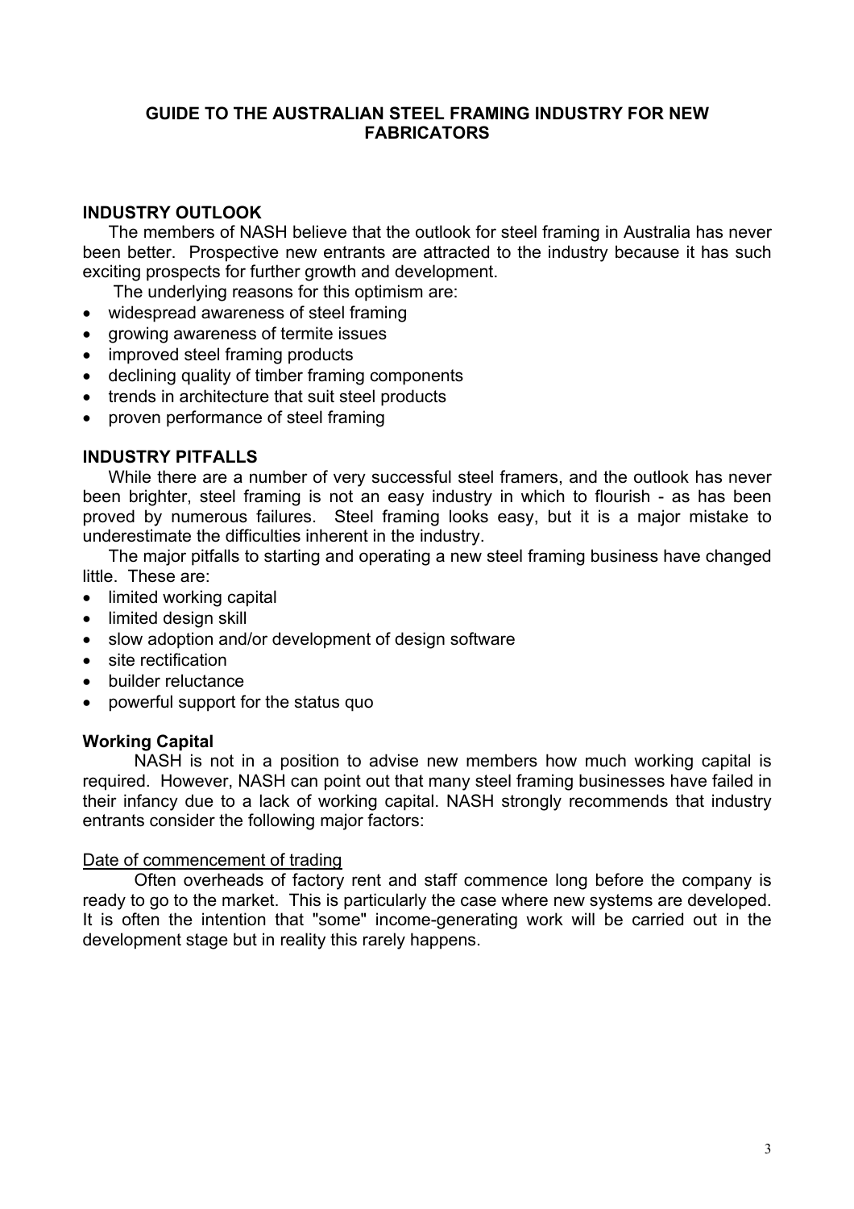# GUIDE TO THE AUSTRALIAN STEEL FRAMING INDUSTRY FOR NEW FABRICATORS

## INDUSTRY OUTLOOK

The members of NASH believe that the outlook for steel framing in Australia has never been better. Prospective new entrants are attracted to the industry because it has such exciting prospects for further growth and development.

The underlying reasons for this optimism are:

- widespread awareness of steel framing
- growing awareness of termite issues
- improved steel framing products
- declining quality of timber framing components
- trends in architecture that suit steel products
- proven performance of steel framing

## INDUSTRY PITFALLS

While there are a number of very successful steel framers, and the outlook has never been brighter, steel framing is not an easy industry in which to flourish - as has been proved by numerous failures. Steel framing looks easy, but it is a major mistake to underestimate the difficulties inherent in the industry.

The major pitfalls to starting and operating a new steel framing business have changed little. These are:

- limited working capital
- limited design skill
- slow adoption and/or development of design software
- site rectification
- builder reluctance
- powerful support for the status quo

### Working Capital

NASH is not in a position to advise new members how much working capital is required. However, NASH can point out that many steel framing businesses have failed in their infancy due to a lack of working capital. NASH strongly recommends that industry entrants consider the following major factors:

<u>Date of commencement of trading</u>

Often overheads of factory rent and staff commence long before the company is ready to go to the market. This is particularly the case where new systems are developed. It is often the intention that "some" income-generating work will be carried out in the development stage but in reality this rarely happens.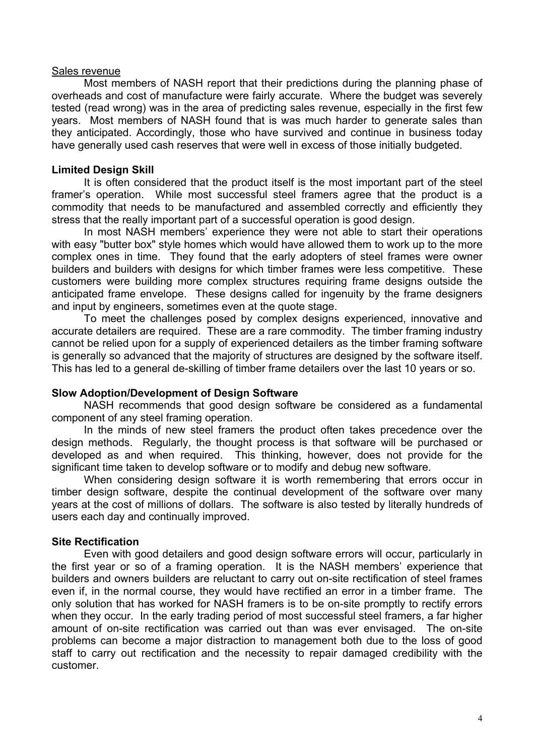Sales revenue

Most members of NASH report that their predictions during the planning phase of overheads and cost of manufacture were fairly accurate. Where the budget was severely tested (read wrong) was in the area of predicting sales revenue, especially in the first few years. Most members of NASH found that is was much harder to generate sales than they anticipated. Accordingly, those who have survived and continue in business today have generally used cash reserves that were well in excess of those initially budgeted.

**Limited Design Skill**

It is often considered that the product itself is the most important part of the steel framer's operation. While most successful steel framers agree that the product is a commodity that needs to be manufactured and assembled correctly and efficiently they stress that the really important part of a successful operation is good design.

In most NASH members' experience they were not able to start their operations with easy "butter box" style homes which would have allowed them to work up to the more complex ones in time. They found that the early adopters of steel frames were owner builders and builders with designs for which timber frames were less competitive. These customers were building more complex structures requiring frame designs outside the anticipated frame envelope. These designs called for ingenuity by the frame designers and input by engineers, sometimes even at the quote stage.

To meet the challenges posed by complex designs experienced, innovative and accurate detailers are required. These are a rare commodity. The timber framing industry cannot be relied upon for a supply of experienced detailers as the timber framing software is generally so advanced that the majority of structures are designed by the software itself. This has led to a general de-skilling of timber frame detailers over the last 10 years or so.

**Slow Adoption/Development of Design Software**

NASH recommends that good design software be considered as a fundamental component of any steel framing operation.

In the minds of new steel framers the product often takes precedence over the design methods. Regularly, the thought process is that software will be purchased or developed as and when required. This thinking, however, does not provide for the significant time taken to develop software or to modify and debug new software.

When considering design software it is worth remembering that errors occur in timber design software, despite the continual development of the software over many years at the cost of millions of dollars. The software is also tested by literally hundreds of users each day and continually improved.

**Site Rectification**

Even with good detailers and good design software errors will occur, particularly in the first year or so of a framing operation. It is the NASH members' experience that builders and owners builders are reluctant to carry out on-site rectification of steel frames even if, in the normal course, they would have rectified an error in a timber frame. The only solution that has worked for NASH framers is to be on-site promptly to rectify errors when they occur. In the early trading period of most successful steel framers, a far higher amount of on-site rectification was carried out than was ever envisaged. The on-site problems can become a major distraction to management both due to the loss of good staff to carry out rectification and the necessity to repair damaged credibility with the customer.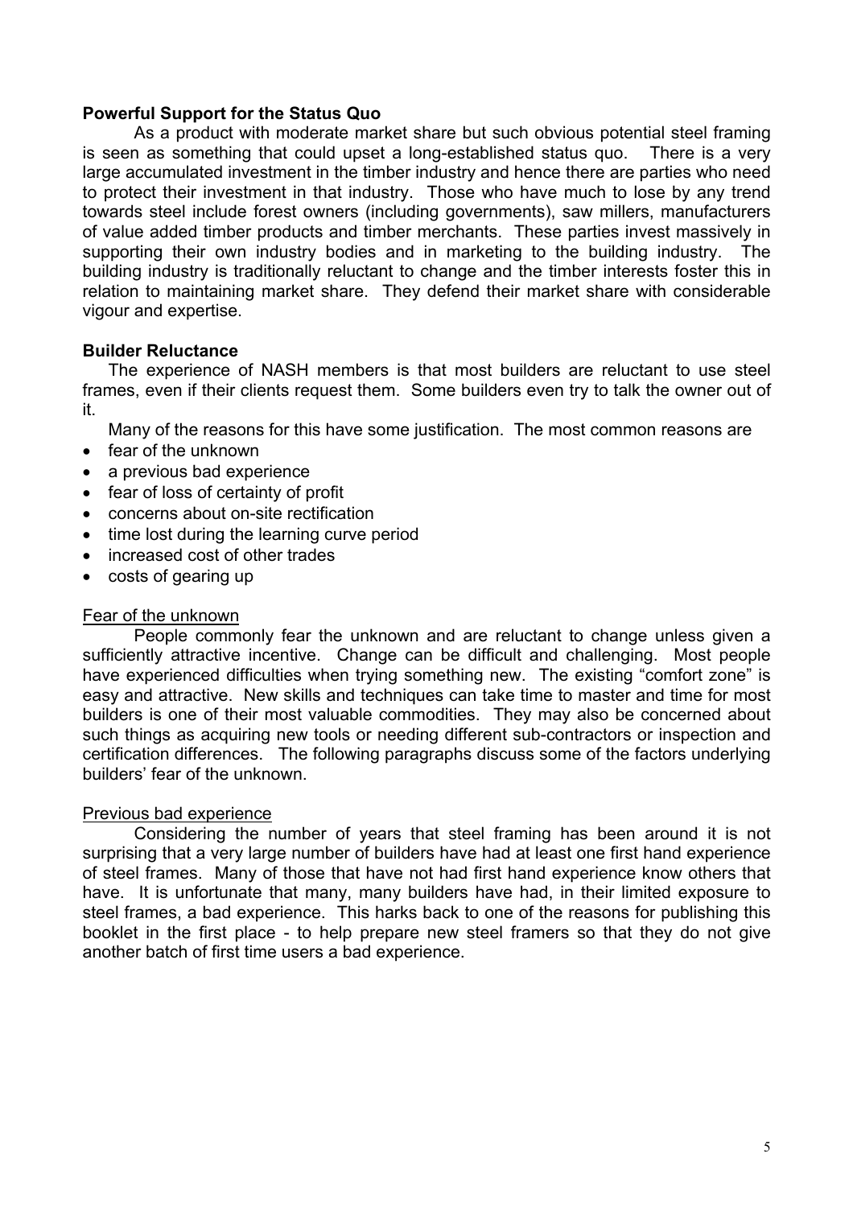**Powerful Support for the Status Quo**

As a product with moderate market share but such obvious potential steel framing is seen as something that could upset a long-established status quo. There is a very large accumulated investment in the timber industry and hence there are parties who need to protect their investment in that industry. Those who have much to lose by any trend towards steel include forest owners (including governments), saw millers, manufacturers of value added timber products and timber merchants. These parties invest massively in supporting their own industry bodies and in marketing to the building industry. The building industry is traditionally reluctant to change and the timber interests foster this in relation to maintaining market share. They defend their market share with considerable vigour and expertise.

**Builder Reluctance**

The experience of NASH members is that most builders are reluctant to use steel frames, even if their clients request them. Some builders even try to talk the owner out of it.

Many of the reasons for this have some justification. The most common reasons are

- fear of the unknown
- a previous bad experience
- fear of loss of certainty of profit
- concerns about on-site rectification
- time lost during the learning curve period
- increased cost of other trades
- costs of gearing up

<u>Fear of the unknown</u>

People commonly fear the unknown and are reluctant to change unless given a sufficiently attractive incentive. Change can be difficult and challenging. Most people have experienced difficulties when trying something new. The existing "comfort zone" is easy and attractive. New skills and techniques can take time to master and time for most builders is one of their most valuable commodities. They may also be concerned about such things as acquiring new tools or needing different sub-contractors or inspection and certification differences. The following paragraphs discuss some of the factors underlying builders' fear of the unknown.

<u>Previous bad experience</u>

Considering the number of years that steel framing has been around it is not surprising that a very large number of builders have had at least one first hand experience of steel frames. Many of those that have not had first hand experience know others that have. It is unfortunate that many, many builders have had, in their limited exposure to steel frames, a bad experience. This harks back to one of the reasons for publishing this booklet in the first place - to help prepare new steel framers so that they do not give another batch of first time users a bad experience.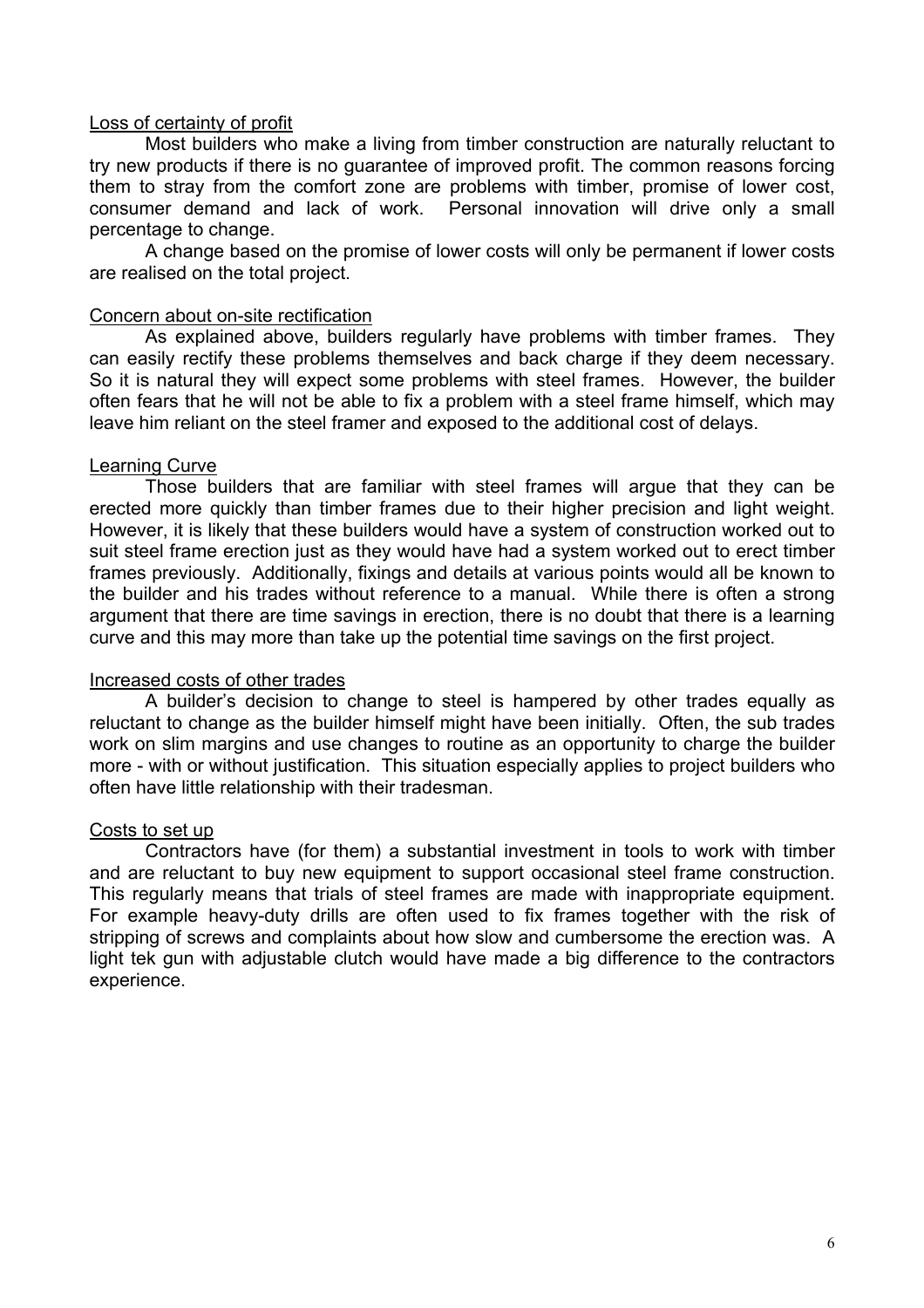Loss of certainty of profit

Most builders who make a living from timber construction are naturally reluctant to try new products if there is no guarantee of improved profit. The common reasons forcing them to stray from the comfort zone are problems with timber, promise of lower cost, consumer demand and lack of work. Personal innovation will drive only a small percentage to change.

A change based on the promise of lower costs will only be permanent if lower costs are realised on the total project.

Concern about on-site rectification

As explained above, builders regularly have problems with timber frames. They can easily rectify these problems themselves and back charge if they deem necessary. So it is natural they will expect some problems with steel frames. However, the builder often fears that he will not be able to fix a problem with a steel frame himself, which may leave him reliant on the steel framer and exposed to the additional cost of delays.

Learning Curve

Those builders that are familiar with steel frames will argue that they can be erected more quickly than timber frames due to their higher precision and light weight. However, it is likely that these builders would have a system of construction worked out to suit steel frame erection just as they would have had a system worked out to erect timber frames previously. Additionally, fixings and details at various points would all be known to the builder and his trades without reference to a manual. While there is often a strong argument that there are time savings in erection, there is no doubt that there is a learning curve and this may more than take up the potential time savings on the first project.

Increased costs of other trades

A builder's decision to change to steel is hampered by other trades equally as reluctant to change as the builder himself might have been initially. Often, the sub trades work on slim margins and use changes to routine as an opportunity to charge the builder more - with or without justification. This situation especially applies to project builders who often have little relationship with their tradesman.

Costs to set up

Contractors have (for them) a substantial investment in tools to work with timber and are reluctant to buy new equipment to support occasional steel frame construction. This regularly means that trials of steel frames are made with inappropriate equipment. For example heavy-duty drills are often used to fix frames together with the risk of stripping of screws and complaints about how slow and cumbersome the erection was. A light tek gun with adjustable clutch would have made a big difference to the contractors experience.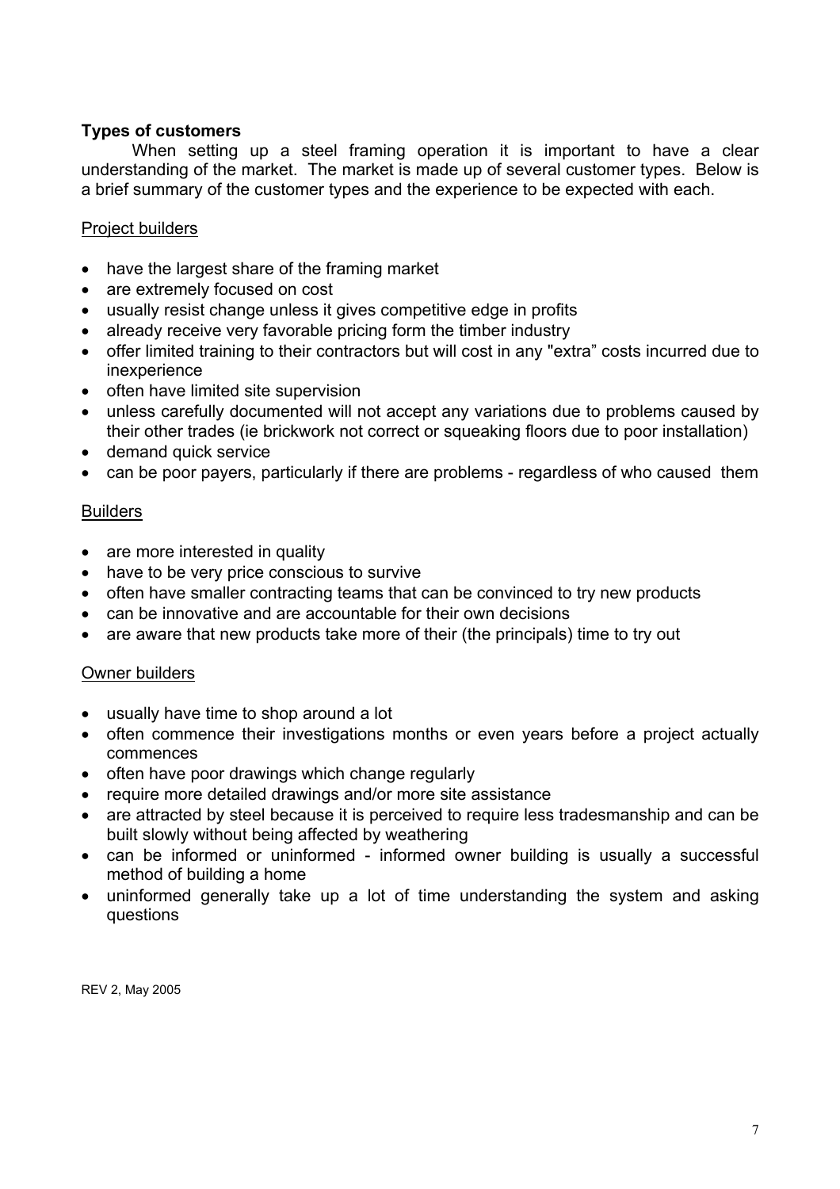## Types of customers

When setting up a steel framing operation it is important to have a clear understanding of the market. The market is made up of several customer types. Below is a brief summary of the customer types and the experience to be expected with each.

### Project builders

- have the largest share of the framing market
- are extremely focused on cost
- usually resist change unless it gives competitive edge in profits
- already receive very favorable pricing form the timber industry
- offer limited training to their contractors but will cost in any "extra" costs incurred due to inexperience
- often have limited site supervision
- unless carefully documented will not accept any variations due to problems caused by their other trades (ie brickwork not correct or squeaking floors due to poor installation)
- demand quick service
- can be poor payers, particularly if there are problems - regardless of who caused them

### Builders

- are more interested in quality
- have to be very price conscious to survive
- often have smaller contracting teams that can be convinced to try new products
- can be innovative and are accountable for their own decisions
- are aware that new products take more of their (the principals) time to try out

### Owner builders

- usually have time to shop around a lot
- often commence their investigations months or even years before a project actually commences
- often have poor drawings which change regularly
- require more detailed drawings and/or more site assistance
- are attracted by steel because it is perceived to require less tradesmanship and can be built slowly without being affected by weathering
- can be informed or uninformed - informed owner building is usually a successful method of building a home
- uninformed generally take up a lot of time understanding the system and asking questions

REV 2, May 2005